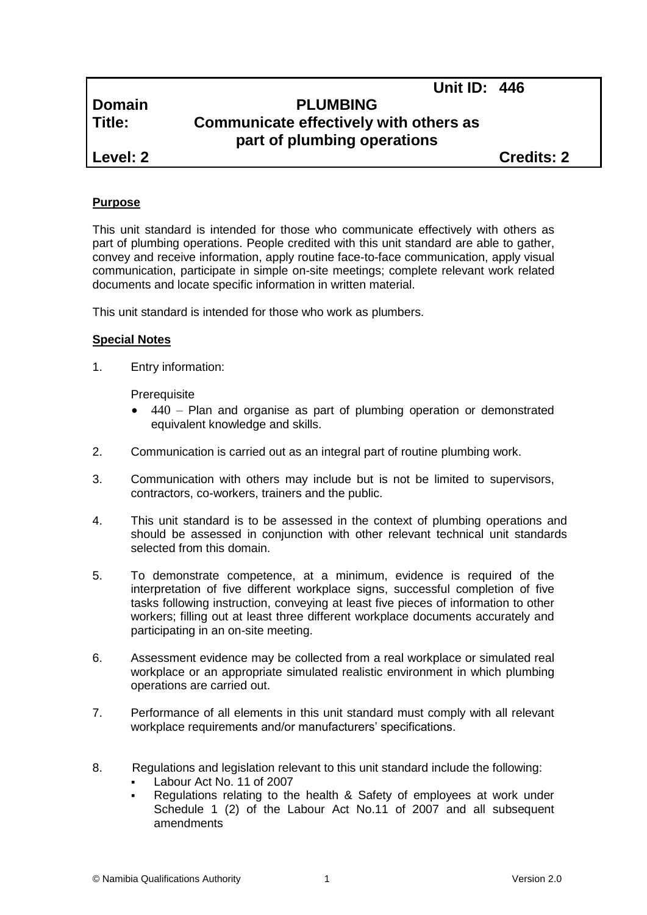| | Unit ID: 446 |
|---|---|
| **Domain** | **PLUMBING** |
| **Title:** | **Communicate effectively with others as part of plumbing operations** |
| **Level: 2** | **Credits: 2** |

**Purpose**

This unit standard is intended for those who communicate effectively with others as part of plumbing operations. People credited with this unit standard are able to gather, convey and receive information, apply routine face-to-face communication, apply visual communication, participate in simple on-site meetings; complete relevant work related documents and locate specific information in written material.

This unit standard is intended for those who work as plumbers.

**Special Notes**

1. Entry information:

   Prerequisite

   - 440 – Plan and organise as part of plumbing operation or demonstrated equivalent knowledge and skills.

2. Communication is carried out as an integral part of routine plumbing work.

3. Communication with others may include but is not be limited to supervisors, contractors, co-workers, trainers and the public.

4. This unit standard is to be assessed in the context of plumbing operations and should be assessed in conjunction with other relevant technical unit standards selected from this domain.

5. To demonstrate competence, at a minimum, evidence is required of the interpretation of five different workplace signs, successful completion of five tasks following instruction, conveying at least five pieces of information to other workers; filling out at least three different workplace documents accurately and participating in an on-site meeting.

6. Assessment evidence may be collected from a real workplace or simulated real workplace or an appropriate simulated realistic environment in which plumbing operations are carried out.

7. Performance of all elements in this unit standard must comply with all relevant workplace requirements and/or manufacturers' specifications.

8. Regulations and legislation relevant to this unit standard include the following:
   - Labour Act No. 11 of 2007
   - Regulations relating to the health & Safety of employees at work under Schedule 1 (2) of the Labour Act No.11 of 2007 and all subsequent amendments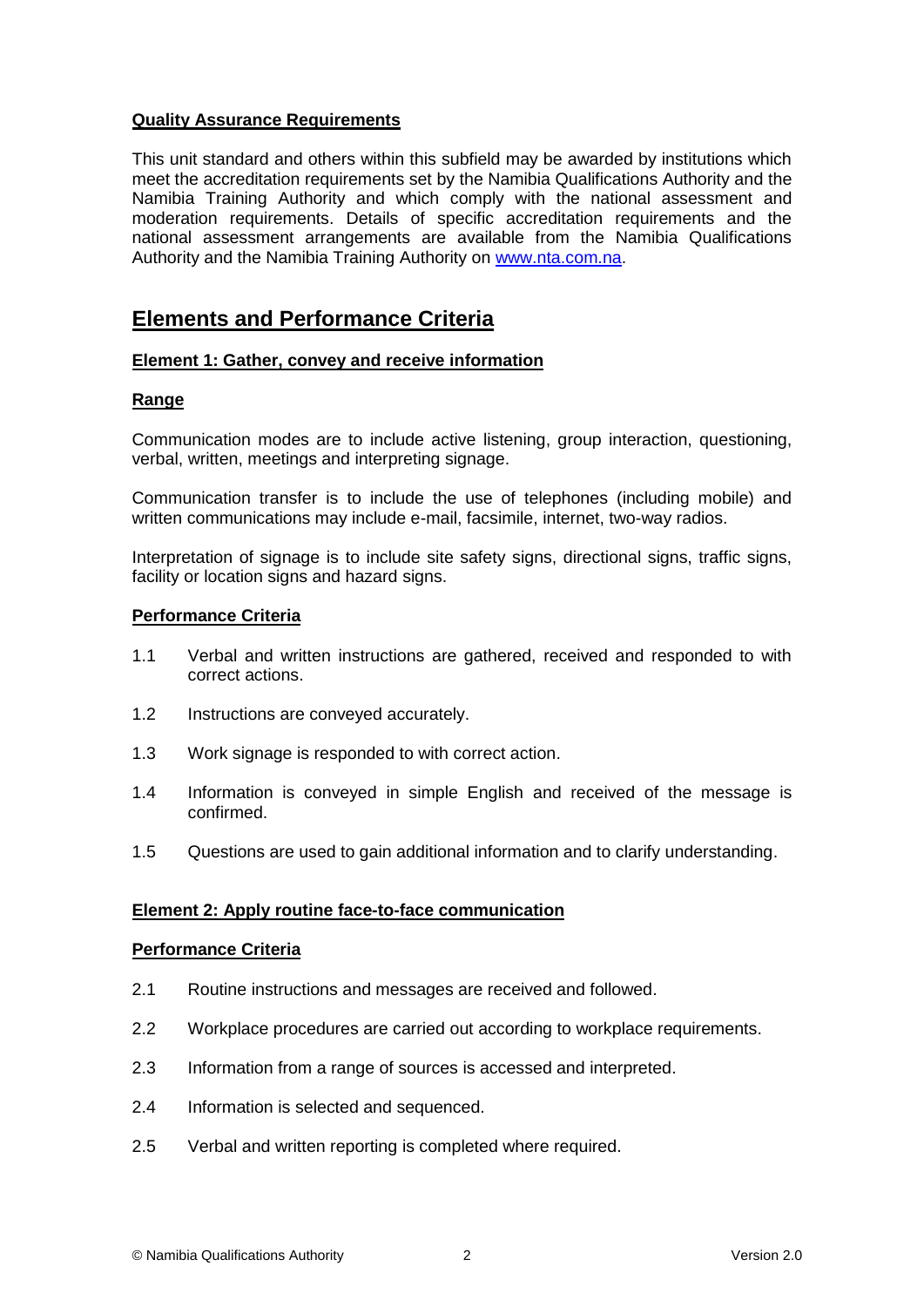**Quality Assurance Requirements**

This unit standard and others within this subfield may be awarded by institutions which meet the accreditation requirements set by the Namibia Qualifications Authority and the Namibia Training Authority and which comply with the national assessment and moderation requirements. Details of specific accreditation requirements and the national assessment arrangements are available from the Namibia Qualifications Authority and the Namibia Training Authority on www.nta.com.na.

# Elements and Performance Criteria

**Element 1: Gather, convey and receive information**

**Range**

Communication modes are to include active listening, group interaction, questioning, verbal, written, meetings and interpreting signage.

Communication transfer is to include the use of telephones (including mobile) and written communications may include e-mail, facsimile, internet, two-way radios.

Interpretation of signage is to include site safety signs, directional signs, traffic signs, facility or location signs and hazard signs.

**Performance Criteria**

1.1 Verbal and written instructions are gathered, received and responded to with correct actions.

1.2 Instructions are conveyed accurately.

1.3 Work signage is responded to with correct action.

1.4 Information is conveyed in simple English and received of the message is confirmed.

1.5 Questions are used to gain additional information and to clarify understanding.

**Element 2: Apply routine face-to-face communication**

**Performance Criteria**

2.1 Routine instructions and messages are received and followed.

2.2 Workplace procedures are carried out according to workplace requirements.

2.3 Information from a range of sources is accessed and interpreted.

2.4 Information is selected and sequenced.

2.5 Verbal and written reporting is completed where required.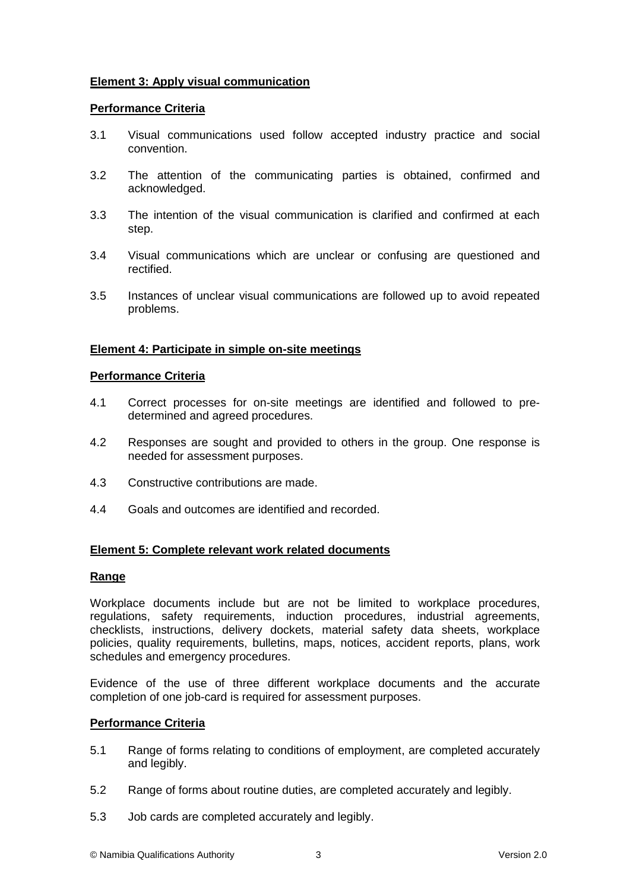**Element 3: Apply visual communication**

**Performance Criteria**

3.1 Visual communications used follow accepted industry practice and social convention.

3.2 The attention of the communicating parties is obtained, confirmed and acknowledged.

3.3 The intention of the visual communication is clarified and confirmed at each step.

3.4 Visual communications which are unclear or confusing are questioned and rectified.

3.5 Instances of unclear visual communications are followed up to avoid repeated problems.

**Element 4: Participate in simple on-site meetings**

**Performance Criteria**

4.1 Correct processes for on-site meetings are identified and followed to pre-determined and agreed procedures.

4.2 Responses are sought and provided to others in the group. One response is needed for assessment purposes.

4.3 Constructive contributions are made.

4.4 Goals and outcomes are identified and recorded.

**Element 5: Complete relevant work related documents**

**Range**

Workplace documents include but are not be limited to workplace procedures, regulations, safety requirements, induction procedures, industrial agreements, checklists, instructions, delivery dockets, material safety data sheets, workplace policies, quality requirements, bulletins, maps, notices, accident reports, plans, work schedules and emergency procedures.

Evidence of the use of three different workplace documents and the accurate completion of one job-card is required for assessment purposes.

**Performance Criteria**

5.1 Range of forms relating to conditions of employment, are completed accurately and legibly.

5.2 Range of forms about routine duties, are completed accurately and legibly.

5.3 Job cards are completed accurately and legibly.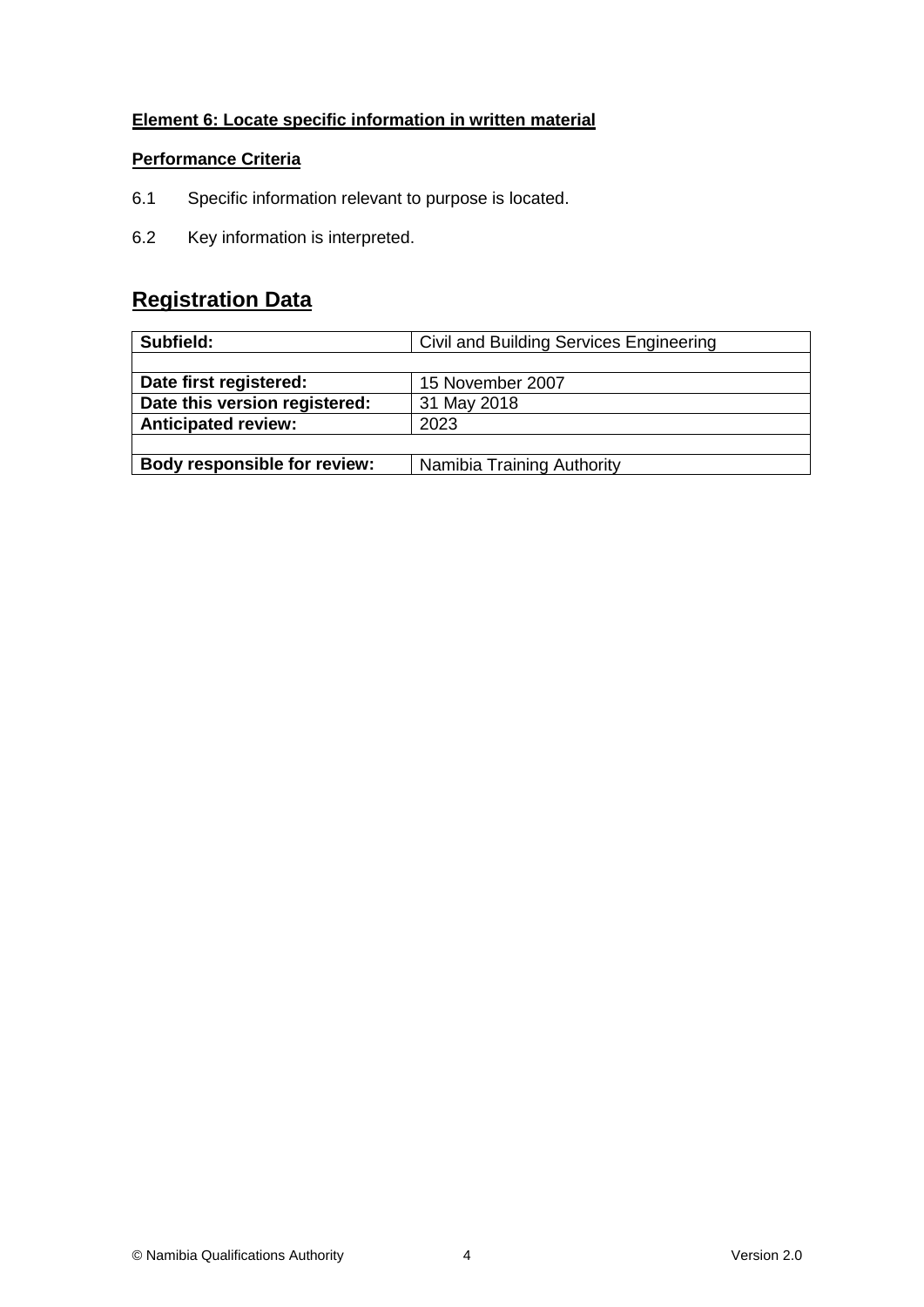**Element 6: Locate specific information in written material**

**Performance Criteria**

6.1 Specific information relevant to purpose is located.

6.2 Key information is interpreted.

## Registration Data

| | |
|---|---|
| **Subfield:** | Civil and Building Services Engineering |
| | |
| **Date first registered:** | 15 November 2007 |
| **Date this version registered:** | 31 May 2018 |
| **Anticipated review:** | 2023 |
| | |
| **Body responsible for review:** | Namibia Training Authority |